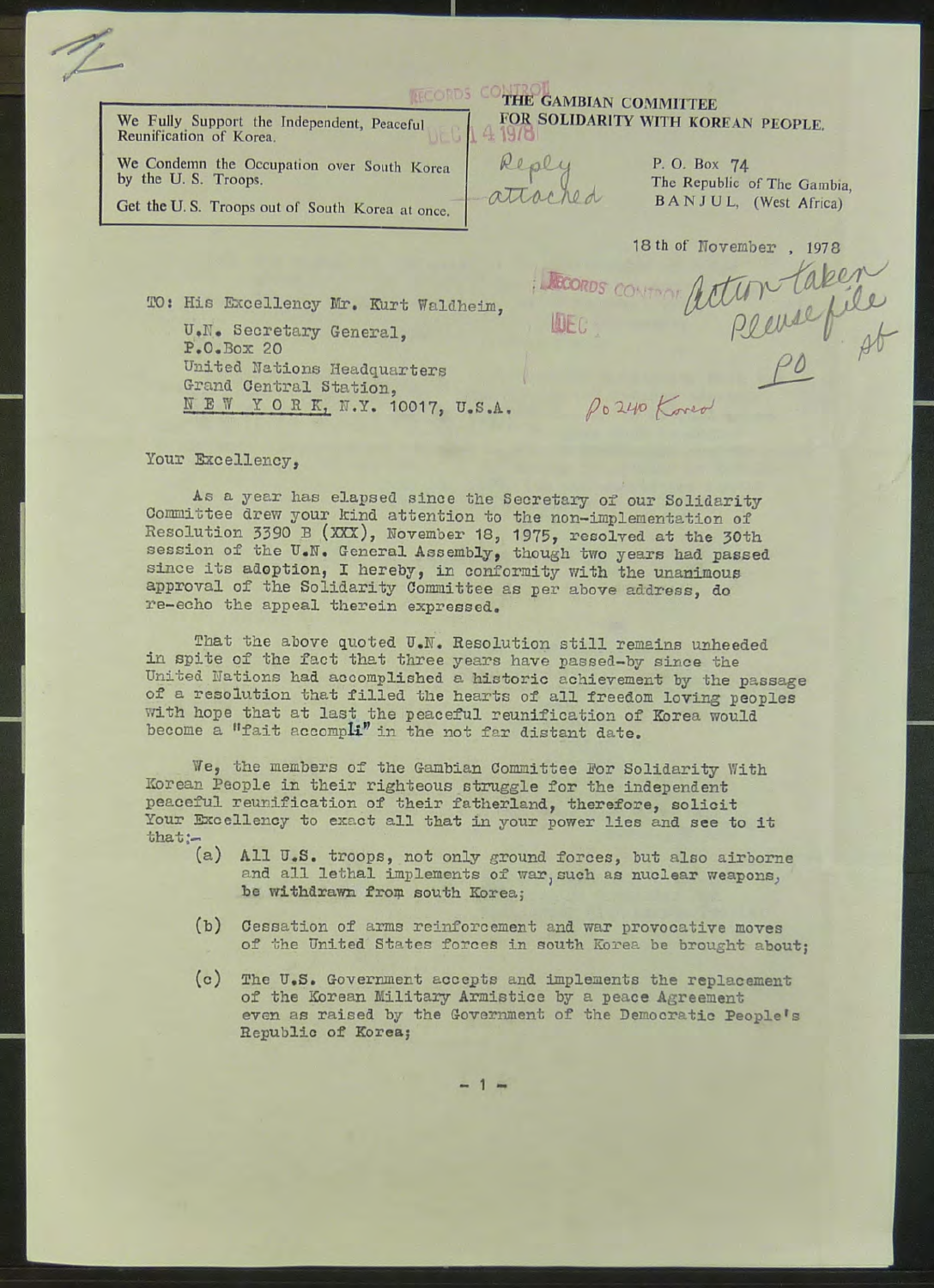We Fully Support the Independent, Peaceful Reunification of Korea.

We Condemn the Occupation over South Korea by the U. S. Troops.

Get the U. S. Troops out of South Korea at once.

**THE GAMBIAN COMMITTEE FOR SOLIDARITY WITH KOREAN PEOPLE.**

P. O. Box 74
The Republic of The Gambia,
BANJUL, (West Africa)

Reply attached

18 th of November , 1978

Action taken Please file PO

TO: His Excellency Mr. Kurt Waldheim,
U.N. Secretary General,
P.O.Box 20
United Nations Headquarters
Grand Central Station,
N E W  Y O R K, N.Y. 10017, U.S.A.

PO 240 Korea

Your Excellency,

As a year has elapsed since the Secretary of our Solidarity Committee drew your kind attention to the non-implementation of Resolution 3390 B (XXX), November 18, 1975, resolved at the 30th session of the U.N. General Assembly, though two years had passed since its adoption, I hereby, in conformity with the unanimous approval of the Solidarity Committee as per above address, do re-echo the appeal therein expressed.

That the above quoted U.N. Resolution still remains unheeded in spite of the fact that three years have passed-by since the United Nations had accomplished a historic achievement by the passage of a resolution that filled the hearts of all freedom loving peoples with hope that at last the peaceful reunification of Korea would become a "fait accompli" in the not far distant date.

We, the members of the Gambian Committee For Solidarity With Korean People in their righteous struggle for the independent peaceful reunification of their fatherland, therefore, solicit Your Excellency to exact all that in your power lies and see to it that:-

(a) All U.S. troops, not only ground forces, but also airborne and all lethal implements of war, such as nuclear weapons, be withdrawn from south Korea;

(b) Cessation of arms reinforcement and war provocative moves of the United States forces in south Korea be brought about;

(c) The U.S. Government accepts and implements the replacement of the Korean Military Armistice by a peace Agreement even as raised by the Government of the Democratic People's Republic of Korea;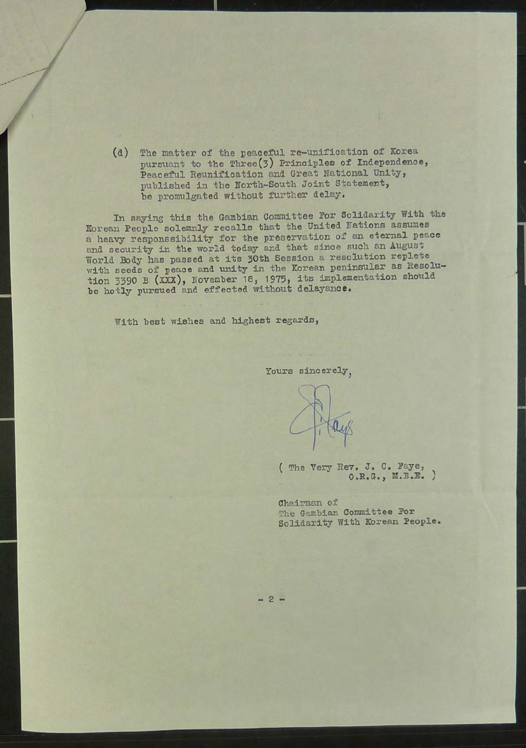(d) The matter of the peaceful re-unification of Korea pursuant to the Three(3) Principles of Independence, Peaceful Reunification and Great National Unity, published in the North-South Joint Statement, be promulgated without further delay.

In saying this the Gambian Committee For Solidarity With the Korean People solemnly recalls that the United Nations assumes a heavy responssibility for the preservation of an eternal peace and security in the world today and that since such an August World Body has passed at its 30th Session a resolution replete with seeds of peace and unity in the Korean peninsular as Resolution 3390 B (XXX), November 18, 1975, its implementation should be hotly pursued and effected without delayance.

With best wishes and highest regards,

Yours sincerely,

( The Very Rev. J. C. Faye, O.R.G., M.B.E. )

Chairman of
The Gambian Committee For
Solidarity With Korean People.